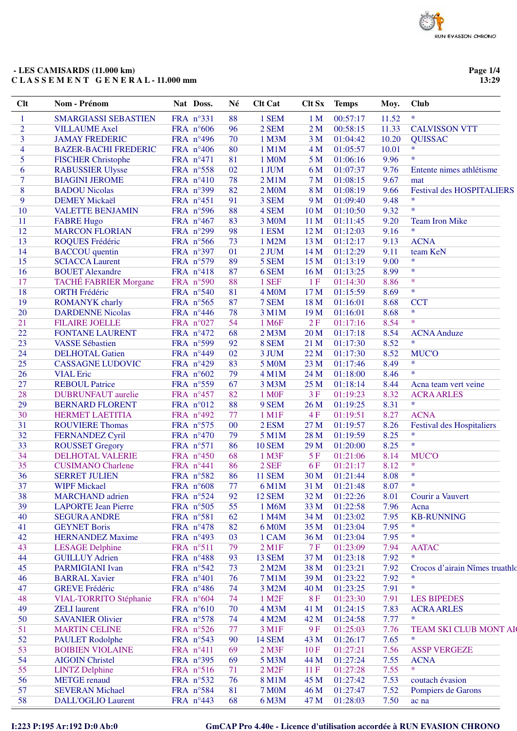## - LES CAMISARDS (11.000 km)

**C L A S S E M E N T   G E N E R A L - 11.000 mm**

| Clt | Nom - Prénom | Nat | Doss. | Né | Clt Cat | Clt Sx | Temps | Moy. | Club |
|---|---|---|---|---|---|---|---|---|---|
| 1 | SMARGIASSI SEBASTIEN | FRA | n°331 | 88 | 1 SEM | 1 M | 00:57:17 | 11.52 | * |
| 2 | VILLAUME Axel | FRA | n°606 | 96 | 2 SEM | 2 M | 00:58:15 | 11.33 | CALVISSON VTT |
| 3 | JAMAY FREDERIC | FRA | n°496 | 70 | 1 M3M | 3 M | 01:04:42 | 10.20 | QUISSAC |
| 4 | BAZER-BACHI FREDERIC | FRA | n°406 | 80 | 1 M1M | 4 M | 01:05:57 | 10.01 | * |
| 5 | FISCHER Christophe | FRA | n°471 | 81 | 1 M0M | 5 M | 01:06:16 | 9.96 | * |
| 6 | RABUSSIER Ulysse | FRA | n°558 | 02 | 1 JUM | 6 M | 01:07:37 | 9.76 | Entente nimes athlétisme |
| 7 | BIAGINI JEROME | FRA | n°410 | 78 | 2 M1M | 7 M | 01:08:15 | 9.67 | mat |
| 8 | BADOU Nicolas | FRA | n°399 | 82 | 2 M0M | 8 M | 01:08:19 | 9.66 | Festival des HOSPITALIERS |
| 9 | DEMEY Mickaël | FRA | n°451 | 91 | 3 SEM | 9 M | 01:09:40 | 9.48 | * |
| 10 | VALETTE BENJAMIN | FRA | n°596 | 88 | 4 SEM | 10 M | 01:10:50 | 9.32 | * |
| 11 | FABRE Hugo | FRA | n°467 | 83 | 3 M0M | 11 M | 01:11:45 | 9.20 | Team Iron Mike |
| 12 | MARCON FLORIAN | FRA | n°299 | 98 | 1 ESM | 12 M | 01:12:03 | 9.16 | * |
| 13 | ROQUES Frédéric | FRA | n°566 | 73 | 1 M2M | 13 M | 01:12:17 | 9.13 | ACNA |
| 14 | BACCOU quentin | FRA | n°397 | 01 | 2 JUM | 14 M | 01:12:29 | 9.11 | team KeN |
| 15 | SCIACCA Laurent | FRA | n°579 | 89 | 5 SEM | 15 M | 01:13:19 | 9.00 | * |
| 16 | BOUET Alexandre | FRA | n°418 | 87 | 6 SEM | 16 M | 01:13:25 | 8.99 | * |
| 17 | TACHÉ FABRIER Morgane | FRA | n°590 | 88 | 1 SEF | 1 F | 01:14:30 | 8.86 | * |
| 18 | ORTH Frédéric | FRA | n°540 | 81 | 4 M0M | 17 M | 01:15:59 | 8.69 | * |
| 19 | ROMANYK charly | FRA | n°565 | 87 | 7 SEM | 18 M | 01:16:01 | 8.68 | CCT |
| 20 | DARDENNE Nicolas | FRA | n°446 | 78 | 3 M1M | 19 M | 01:16:01 | 8.68 | * |
| 21 | FILAIRE JOELLE | FRA | n°027 | 54 | 1 M6F | 2 F | 01:17:16 | 8.54 | * |
| 22 | FONTANE LAURENT | FRA | n°472 | 68 | 2 M3M | 20 M | 01:17:18 | 8.54 | ACNA Anduze |
| 23 | VASSE Sébastien | FRA | n°599 | 92 | 8 SEM | 21 M | 01:17:30 | 8.52 | * |
| 24 | DELHOTAL Gatien | FRA | n°449 | 02 | 3 JUM | 22 M | 01:17:30 | 8.52 | MUC'O |
| 25 | CASSAGNE LUDOVIC | FRA | n°429 | 83 | 5 M0M | 23 M | 01:17:46 | 8.49 | * |
| 26 | VIAL Eric | FRA | n°602 | 79 | 4 M1M | 24 M | 01:18:00 | 8.46 | * |
| 27 | REBOUL Patrice | FRA | n°559 | 67 | 3 M3M | 25 M | 01:18:14 | 8.44 | Acna team vert veine |
| 28 | DUBRUNFAUT aurelie | FRA | n°457 | 82 | 1 M0F | 3 F | 01:19:23 | 8.32 | ACRA ARLES |
| 29 | BERNARD FLORENT | FRA | n°012 | 88 | 9 SEM | 26 M | 01:19:25 | 8.31 | * |
| 30 | HERMET LAETITIA | FRA | n°492 | 77 | 1 M1F | 4 F | 01:19:51 | 8.27 | ACNA |
| 31 | ROUVIERE Thomas | FRA | n°575 | 00 | 2 ESM | 27 M | 01:19:57 | 8.26 | Festival des Hospitaliers |
| 32 | FERNANDEZ Cyril | FRA | n°470 | 79 | 5 M1M | 28 M | 01:19:59 | 8.25 | * |
| 33 | ROUSSET Gregory | FRA | n°571 | 86 | 10 SEM | 29 M | 01:20:00 | 8.25 | * |
| 34 | DELHOTAL VALERIE | FRA | n°450 | 68 | 1 M3F | 5 F | 01:21:06 | 8.14 | MUC'O |
| 35 | CUSIMANO Charlene | FRA | n°441 | 86 | 2 SEF | 6 F | 01:21:17 | 8.12 | * |
| 36 | SERRET JULIEN | FRA | n°582 | 86 | 11 SEM | 30 M | 01:21:44 | 8.08 | * |
| 37 | WIPF Mickael | FRA | n°608 | 77 | 6 M1M | 31 M | 01:21:48 | 8.07 | * |
| 38 | MARCHAND adrien | FRA | n°524 | 92 | 12 SEM | 32 M | 01:22:26 | 8.01 | Courir a Vauvert |
| 39 | LAPORTE Jean Pierre | FRA | n°505 | 55 | 1 M6M | 33 M | 01:22:58 | 7.96 | Acna |
| 40 | SEGURA ANDRE | FRA | n°581 | 62 | 1 M4M | 34 M | 01:23:02 | 7.95 | KB-RUNNING |
| 41 | GEYNET Boris | FRA | n°478 | 82 | 6 M0M | 35 M | 01:23:04 | 7.95 | * |
| 42 | HERNANDEZ Maxime | FRA | n°493 | 03 | 1 CAM | 36 M | 01:23:04 | 7.95 | * |
| 43 | LESAGE Delphine | FRA | n°511 | 79 | 2 M1F | 7 F | 01:23:09 | 7.94 | AATAC |
| 44 | GUILLUY Adrien | FRA | n°488 | 93 | 13 SEM | 37 M | 01:23:18 | 7.92 | * |
| 45 | PARMIGIANI Ivan | FRA | n°542 | 73 | 2 M2M | 38 M | 01:23:21 | 7.92 | Crocos d'airain Nîmes truathlo |
| 46 | BARRAL Xavier | FRA | n°401 | 76 | 7 M1M | 39 M | 01:23:22 | 7.92 | * |
| 47 | GREVE Frédéric | FRA | n°486 | 74 | 3 M2M | 40 M | 01:23:25 | 7.91 | * |
| 48 | VIAL-TORRITO Stéphanie | FRA | n°604 | 74 | 1 M2F | 8 F | 01:23:30 | 7.91 | LES BIPEDES |
| 49 | ZELI laurent | FRA | n°610 | 70 | 4 M3M | 41 M | 01:24:15 | 7.83 | ACRA ARLES |
| 50 | SAVANIER Olivier | FRA | n°578 | 74 | 4 M2M | 42 M | 01:24:58 | 7.77 | * |
| 51 | MARTIN CELINE | FRA | n°526 | 77 | 3 M1F | 9 F | 01:25:03 | 7.76 | TEAM SKI CLUB MONT AI |
| 52 | PAULET Rodolphe | FRA | n°543 | 90 | 14 SEM | 43 M | 01:26:17 | 7.65 | * |
| 53 | BOIBIEN VIOLAINE | FRA | n°411 | 69 | 2 M3F | 10 F | 01:27:21 | 7.56 | ASSP VERGEZE |
| 54 | AIGOIN Christel | FRA | n°395 | 69 | 5 M3M | 44 M | 01:27:24 | 7.55 | ACNA |
| 55 | LINTZ Delphine | FRA | n°516 | 71 | 2 M2F | 11 F | 01:27:28 | 7.55 | * |
| 56 | METGE renaud | FRA | n°532 | 76 | 8 M1M | 45 M | 01:27:42 | 7.53 | coutach évasion |
| 57 | SEVERAN Michael | FRA | n°584 | 81 | 7 M0M | 46 M | 01:27:47 | 7.52 | Pompiers de Garons |
| 58 | DALL'OGLIO Laurent | FRA | n°443 | 68 | 6 M3M | 47 M | 01:28:03 | 7.50 | ac na |

I:223 P:195 Ar:192 D:0 Ab:0

GmCAP Pro 4.40e - Licence d'utilisation accordée à RUN EVASION CHRONO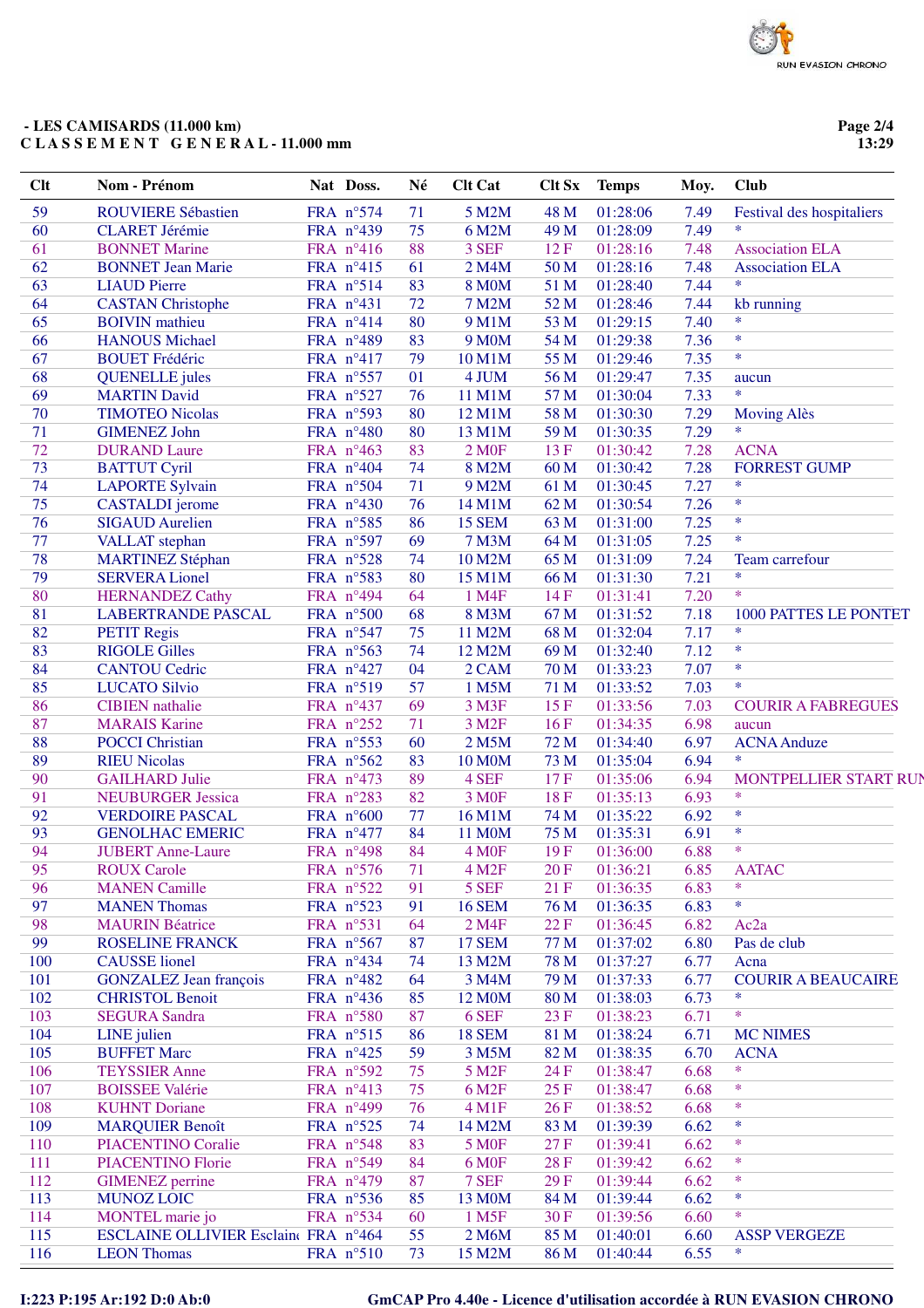- LES CAMISARDS (11.000 km)
CLASSEMENT GENERAL - 11.000 mm

| Clt | Nom - Prénom | Nat | Doss. | Né | Clt Cat | Clt Sx | Temps | Moy. | Club |
|---|---|---|---|---|---|---|---|---|---|
| 59 | ROUVIERE Sébastien | FRA | n°574 | 71 | 5 M2M | 48 M | 01:28:06 | 7.49 | Festival des hospitaliers |
| 60 | CLARET Jérémie | FRA | n°439 | 75 | 6 M2M | 49 M | 01:28:09 | 7.49 | * |
| 61 | BONNET Marine | FRA | n°416 | 88 | 3 SEF | 12 F | 01:28:16 | 7.48 | Association ELA |
| 62 | BONNET Jean Marie | FRA | n°415 | 61 | 2 M4M | 50 M | 01:28:16 | 7.48 | Association ELA |
| 63 | LIAUD Pierre | FRA | n°514 | 83 | 8 M0M | 51 M | 01:28:40 | 7.44 | * |
| 64 | CASTAN Christophe | FRA | n°431 | 72 | 7 M2M | 52 M | 01:28:46 | 7.44 | kb running |
| 65 | BOIVIN mathieu | FRA | n°414 | 80 | 9 M1M | 53 M | 01:29:15 | 7.40 | * |
| 66 | HANOUS Michael | FRA | n°489 | 83 | 9 M0M | 54 M | 01:29:38 | 7.36 | * |
| 67 | BOUET Frédéric | FRA | n°417 | 79 | 10 M1M | 55 M | 01:29:46 | 7.35 | * |
| 68 | QUENELLE jules | FRA | n°557 | 01 | 4 JUM | 56 M | 01:29:47 | 7.35 | aucun |
| 69 | MARTIN David | FRA | n°527 | 76 | 11 M1M | 57 M | 01:30:04 | 7.33 | * |
| 70 | TIMOTEO Nicolas | FRA | n°593 | 80 | 12 M1M | 58 M | 01:30:30 | 7.29 | Moving Alès |
| 71 | GIMENEZ John | FRA | n°480 | 80 | 13 M1M | 59 M | 01:30:35 | 7.29 | * |
| 72 | DURAND Laure | FRA | n°463 | 83 | 2 M0F | 13 F | 01:30:42 | 7.28 | ACNA |
| 73 | BATTUT Cyril | FRA | n°404 | 74 | 8 M2M | 60 M | 01:30:42 | 7.28 | FORREST GUMP |
| 74 | LAPORTE Sylvain | FRA | n°504 | 71 | 9 M2M | 61 M | 01:30:45 | 7.27 | * |
| 75 | CASTALDI jerome | FRA | n°430 | 76 | 14 M1M | 62 M | 01:30:54 | 7.26 | * |
| 76 | SIGAUD Aurelien | FRA | n°585 | 86 | 15 SEM | 63 M | 01:31:00 | 7.25 | * |
| 77 | VALLAT stephan | FRA | n°597 | 69 | 7 M3M | 64 M | 01:31:05 | 7.25 | * |
| 78 | MARTINEZ Stéphan | FRA | n°528 | 74 | 10 M2M | 65 M | 01:31:09 | 7.24 | Team carrefour |
| 79 | SERVERA Lionel | FRA | n°583 | 80 | 15 M1M | 66 M | 01:31:30 | 7.21 | * |
| 80 | HERNANDEZ Cathy | FRA | n°494 | 64 | 1 M4F | 14 F | 01:31:41 | 7.20 | * |
| 81 | LABERTRANDE PASCAL | FRA | n°500 | 68 | 8 M3M | 67 M | 01:31:52 | 7.18 | 1000 PATTES LE PONTET |
| 82 | PETIT Regis | FRA | n°547 | 75 | 11 M2M | 68 M | 01:32:04 | 7.17 | * |
| 83 | RIGOLE Gilles | FRA | n°563 | 74 | 12 M2M | 69 M | 01:32:40 | 7.12 | * |
| 84 | CANTOU Cedric | FRA | n°427 | 04 | 2 CAM | 70 M | 01:33:23 | 7.07 | * |
| 85 | LUCATO Silvio | FRA | n°519 | 57 | 1 M5M | 71 M | 01:33:52 | 7.03 | * |
| 86 | CIBIEN nathalie | FRA | n°437 | 69 | 3 M3F | 15 F | 01:33:56 | 7.03 | COURIR A FABREGUES |
| 87 | MARAIS Karine | FRA | n°252 | 71 | 3 M2F | 16 F | 01:34:35 | 6.98 | aucun |
| 88 | POCCI Christian | FRA | n°553 | 60 | 2 M5M | 72 M | 01:34:40 | 6.97 | ACNA Anduze |
| 89 | RIEU Nicolas | FRA | n°562 | 83 | 10 M0M | 73 M | 01:35:04 | 6.94 | * |
| 90 | GAILHARD Julie | FRA | n°473 | 89 | 4 SEF | 17 F | 01:35:06 | 6.94 | MONTPELLIER START RUN |
| 91 | NEUBURGER Jessica | FRA | n°283 | 82 | 3 M0F | 18 F | 01:35:13 | 6.93 | * |
| 92 | VERDOIRE PASCAL | FRA | n°600 | 77 | 16 M1M | 74 M | 01:35:22 | 6.92 | * |
| 93 | GENOLHAC EMERIC | FRA | n°477 | 84 | 11 M0M | 75 M | 01:35:31 | 6.91 | * |
| 94 | JUBERT Anne-Laure | FRA | n°498 | 84 | 4 M0F | 19 F | 01:36:00 | 6.88 | * |
| 95 | ROUX Carole | FRA | n°576 | 71 | 4 M2F | 20 F | 01:36:21 | 6.85 | AATAC |
| 96 | MANEN Camille | FRA | n°522 | 91 | 5 SEF | 21 F | 01:36:35 | 6.83 | * |
| 97 | MANEN Thomas | FRA | n°523 | 91 | 16 SEM | 76 M | 01:36:35 | 6.83 | * |
| 98 | MAURIN Béatrice | FRA | n°531 | 64 | 2 M4F | 22 F | 01:36:45 | 6.82 | Ac2a |
| 99 | ROSELINE FRANCK | FRA | n°567 | 87 | 17 SEM | 77 M | 01:37:02 | 6.80 | Pas de club |
| 100 | CAUSSE lionel | FRA | n°434 | 74 | 13 M2M | 78 M | 01:37:27 | 6.77 | Acna |
| 101 | GONZALEZ Jean françois | FRA | n°482 | 64 | 3 M4M | 79 M | 01:37:33 | 6.77 | COURIR A BEAUCAIRE |
| 102 | CHRISTOL Benoit | FRA | n°436 | 85 | 12 M0M | 80 M | 01:38:03 | 6.73 | * |
| 103 | SEGURA Sandra | FRA | n°580 | 87 | 6 SEF | 23 F | 01:38:23 | 6.71 | * |
| 104 | LINE julien | FRA | n°515 | 86 | 18 SEM | 81 M | 01:38:24 | 6.71 | MC NIMES |
| 105 | BUFFET Marc | FRA | n°425 | 59 | 3 M5M | 82 M | 01:38:35 | 6.70 | ACNA |
| 106 | TEYSSIER Anne | FRA | n°592 | 75 | 5 M2F | 24 F | 01:38:47 | 6.68 | * |
| 107 | BOISSEE Valérie | FRA | n°413 | 75 | 6 M2F | 25 F | 01:38:47 | 6.68 | * |
| 108 | KUHNT Doriane | FRA | n°499 | 76 | 4 M1F | 26 F | 01:38:52 | 6.68 | * |
| 109 | MARQUIER Benoît | FRA | n°525 | 74 | 14 M2M | 83 M | 01:39:39 | 6.62 | * |
| 110 | PIACENTINO Coralie | FRA | n°548 | 83 | 5 M0F | 27 F | 01:39:41 | 6.62 | * |
| 111 | PIACENTINO Florie | FRA | n°549 | 84 | 6 M0F | 28 F | 01:39:42 | 6.62 | * |
| 112 | GIMENEZ perrine | FRA | n°479 | 87 | 7 SEF | 29 F | 01:39:44 | 6.62 | * |
| 113 | MUNOZ LOIC | FRA | n°536 | 85 | 13 M0M | 84 M | 01:39:44 | 6.62 | * |
| 114 | MONTEL marie jo | FRA | n°534 | 60 | 1 M5F | 30 F | 01:39:56 | 6.60 | * |
| 115 | ESCLAINE OLLIVIER Esclain | FRA | n°464 | 55 | 2 M6M | 85 M | 01:40:01 | 6.60 | ASSP VERGEZE |
| 116 | LEON Thomas | FRA | n°510 | 73 | 15 M2M | 86 M | 01:40:44 | 6.55 | * |

I:223 P:195 Ar:192 D:0 Ab:0

GmCAP Pro 4.40e - Licence d'utilisation accordée à RUN EVASION CHRONO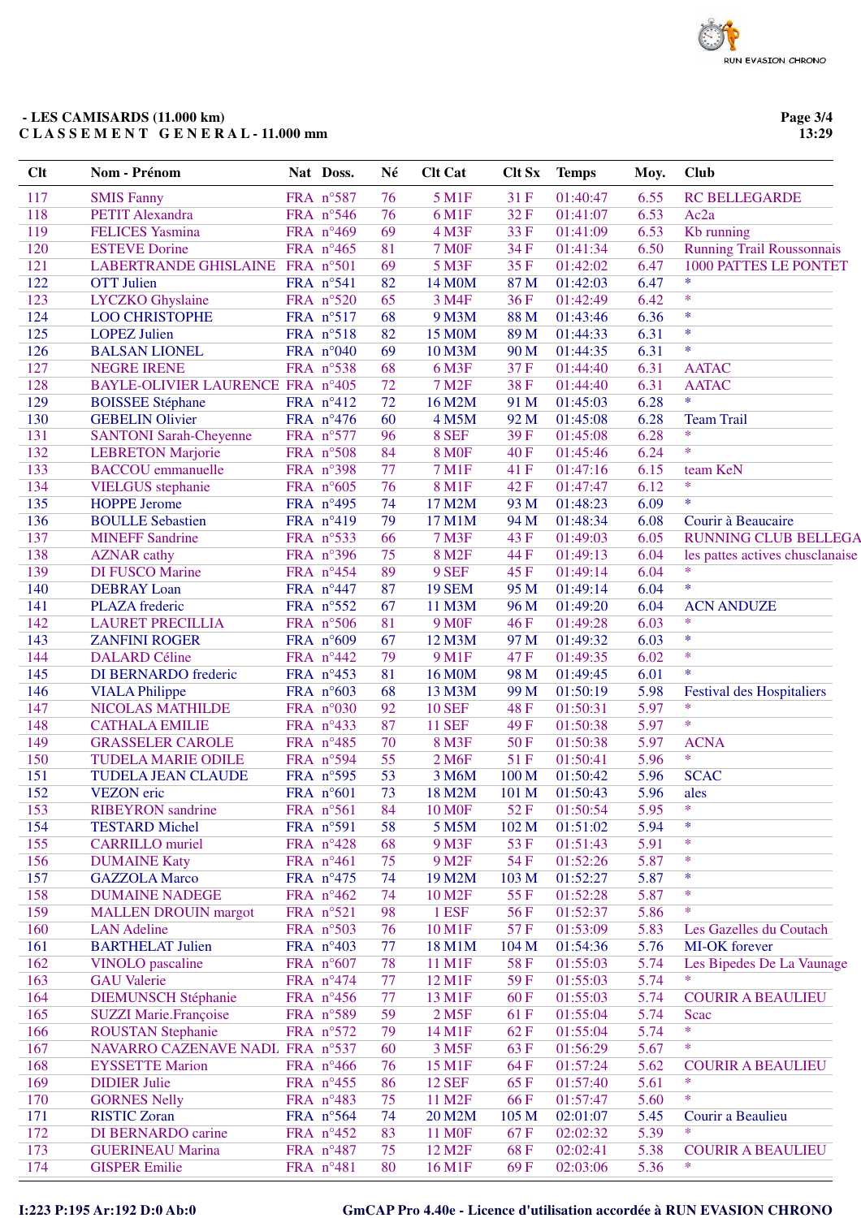- LES CAMISARDS (11.000 km)
C L A S S E M E N T G E N E R A L - 11.000 mm

| Clt | Nom - Prénom | Nat | Doss. | Né | Clt Cat | Clt Sx | Temps | Moy. | Club |
|---|---|---|---|---|---|---|---|---|---|
| 117 | SMIS Fanny | FRA | n°587 | 76 | 5 M1F | 31 F | 01:40:47 | 6.55 | RC BELLEGARDE |
| 118 | PETIT Alexandra | FRA | n°546 | 76 | 6 M1F | 32 F | 01:41:07 | 6.53 | Ac2a |
| 119 | FELICES Yasmina | FRA | n°469 | 69 | 4 M3F | 33 F | 01:41:09 | 6.53 | Kb running |
| 120 | ESTEVE Dorine | FRA | n°465 | 81 | 7 M0F | 34 F | 01:41:34 | 6.50 | Running Trail Roussonnais |
| 121 | LABERTRANDE GHISLAINE | FRA | n°501 | 69 | 5 M3F | 35 F | 01:42:02 | 6.47 | 1000 PATTES LE PONTET |
| 122 | OTT Julien | FRA | n°541 | 82 | 14 M0M | 87 M | 01:42:03 | 6.47 | * |
| 123 | LYCZKO Ghyslaine | FRA | n°520 | 65 | 3 M4F | 36 F | 01:42:49 | 6.42 | * |
| 124 | LOO CHRISTOPHE | FRA | n°517 | 68 | 9 M3M | 88 M | 01:43:46 | 6.36 | * |
| 125 | LOPEZ Julien | FRA | n°518 | 82 | 15 M0M | 89 M | 01:44:33 | 6.31 | * |
| 126 | BALSAN LIONEL | FRA | n°040 | 69 | 10 M3M | 90 M | 01:44:35 | 6.31 | * |
| 127 | NEGRE IRENE | FRA | n°538 | 68 | 6 M3F | 37 F | 01:44:40 | 6.31 | AATAC |
| 128 | BAYLE-OLIVIER LAURENCE | FRA | n°405 | 72 | 7 M2F | 38 F | 01:44:40 | 6.31 | AATAC |
| 129 | BOISSEE Stéphane | FRA | n°412 | 72 | 16 M2M | 91 M | 01:45:03 | 6.28 | * |
| 130 | GEBELIN Olivier | FRA | n°476 | 60 | 4 M5M | 92 M | 01:45:08 | 6.28 | Team Trail |
| 131 | SANTONI Sarah-Cheyenne | FRA | n°577 | 96 | 8 SEF | 39 F | 01:45:08 | 6.28 | * |
| 132 | LEBRETON Marjorie | FRA | n°508 | 84 | 8 M0F | 40 F | 01:45:46 | 6.24 | * |
| 133 | BACCOU emmanuelle | FRA | n°398 | 77 | 7 M1F | 41 F | 01:47:16 | 6.15 | team KeN |
| 134 | VIELGUS stephanie | FRA | n°605 | 76 | 8 M1F | 42 F | 01:47:47 | 6.12 | * |
| 135 | HOPPE Jerome | FRA | n°495 | 74 | 17 M2M | 93 M | 01:48:23 | 6.09 | * |
| 136 | BOULLE Sebastien | FRA | n°419 | 79 | 17 M1M | 94 M | 01:48:34 | 6.08 | Courir à Beaucaire |
| 137 | MINEFF Sandrine | FRA | n°533 | 66 | 7 M3F | 43 F | 01:49:03 | 6.05 | RUNNING CLUB BELLEGA |
| 138 | AZNAR cathy | FRA | n°396 | 75 | 8 M2F | 44 F | 01:49:13 | 6.04 | les pattes actives chusclanaise |
| 139 | DI FUSCO Marine | FRA | n°454 | 89 | 9 SEF | 45 F | 01:49:14 | 6.04 | * |
| 140 | DEBRAY Loan | FRA | n°447 | 87 | 19 SEM | 95 M | 01:49:14 | 6.04 | * |
| 141 | PLAZA frederic | FRA | n°552 | 67 | 11 M3M | 96 M | 01:49:20 | 6.04 | ACN ANDUZE |
| 142 | LAURET PRECILLIA | FRA | n°506 | 81 | 9 M0F | 46 F | 01:49:28 | 6.03 | * |
| 143 | ZANFINI ROGER | FRA | n°609 | 67 | 12 M3M | 97 M | 01:49:32 | 6.03 | * |
| 144 | DALARD Céline | FRA | n°442 | 79 | 9 M1F | 47 F | 01:49:35 | 6.02 | * |
| 145 | DI BERNARDO frederic | FRA | n°453 | 81 | 16 M0M | 98 M | 01:49:45 | 6.01 | * |
| 146 | VIALA Philippe | FRA | n°603 | 68 | 13 M3M | 99 M | 01:50:19 | 5.98 | Festival des Hospitaliers |
| 147 | NICOLAS MATHILDE | FRA | n°030 | 92 | 10 SEF | 48 F | 01:50:31 | 5.97 | * |
| 148 | CATHALA EMILIE | FRA | n°433 | 87 | 11 SEF | 49 F | 01:50:38 | 5.97 | * |
| 149 | GRASSELER CAROLE | FRA | n°485 | 70 | 8 M3F | 50 F | 01:50:38 | 5.97 | ACNA |
| 150 | TUDELA MARIE ODILE | FRA | n°594 | 55 | 2 M6F | 51 F | 01:50:41 | 5.96 | * |
| 151 | TUDELA JEAN CLAUDE | FRA | n°595 | 53 | 3 M6M | 100 M | 01:50:42 | 5.96 | SCAC |
| 152 | VEZON eric | FRA | n°601 | 73 | 18 M2M | 101 M | 01:50:43 | 5.96 | ales |
| 153 | RIBEYRON sandrine | FRA | n°561 | 84 | 10 M0F | 52 F | 01:50:54 | 5.95 | * |
| 154 | TESTARD Michel | FRA | n°591 | 58 | 5 M5M | 102 M | 01:51:02 | 5.94 | * |
| 155 | CARRILLO muriel | FRA | n°428 | 68 | 9 M3F | 53 F | 01:51:43 | 5.91 | * |
| 156 | DUMAINE Katy | FRA | n°461 | 75 | 9 M2F | 54 F | 01:52:26 | 5.87 | * |
| 157 | GAZZOLA Marco | FRA | n°475 | 74 | 19 M2M | 103 M | 01:52:27 | 5.87 | * |
| 158 | DUMAINE NADEGE | FRA | n°462 | 74 | 10 M2F | 55 F | 01:52:28 | 5.87 | * |
| 159 | MALLEN DROUIN margot | FRA | n°521 | 98 | 1 ESF | 56 F | 01:52:37 | 5.86 | * |
| 160 | LAN Adeline | FRA | n°503 | 76 | 10 M1F | 57 F | 01:53:09 | 5.83 | Les Gazelles du Coutach |
| 161 | BARTHELAT Julien | FRA | n°403 | 77 | 18 M1M | 104 M | 01:54:36 | 5.76 | MI-OK forever |
| 162 | VINOLO pascaline | FRA | n°607 | 78 | 11 M1F | 58 F | 01:55:03 | 5.74 | Les Bipedes De La Vaunage |
| 163 | GAU Valerie | FRA | n°474 | 77 | 12 M1F | 59 F | 01:55:03 | 5.74 | * |
| 164 | DIEMUNSCH Stéphanie | FRA | n°456 | 77 | 13 M1F | 60 F | 01:55:03 | 5.74 | COURIR A BEAULIEU |
| 165 | SUZZI Marie.Françoise | FRA | n°589 | 59 | 2 M5F | 61 F | 01:55:04 | 5.74 | Scac |
| 166 | ROUSTAN Stephanie | FRA | n°572 | 79 | 14 M1F | 62 F | 01:55:04 | 5.74 | * |
| 167 | NAVARRO CAZENAVE NADL | FRA | n°537 | 60 | 3 M5F | 63 F | 01:56:29 | 5.67 | * |
| 168 | EYSSETTE Marion | FRA | n°466 | 76 | 15 M1F | 64 F | 01:57:24 | 5.62 | COURIR A BEAULIEU |
| 169 | DIDIER Julie | FRA | n°455 | 86 | 12 SEF | 65 F | 01:57:40 | 5.61 | * |
| 170 | GORNES Nelly | FRA | n°483 | 75 | 11 M2F | 66 F | 01:57:47 | 5.60 | * |
| 171 | RISTIC Zoran | FRA | n°564 | 74 | 20 M2M | 105 M | 02:01:07 | 5.45 | Courir a Beaulieu |
| 172 | DI BERNARDO carine | FRA | n°452 | 83 | 11 M0F | 67 F | 02:02:32 | 5.39 | * |
| 173 | GUERINEAU Marina | FRA | n°487 | 75 | 12 M2F | 68 F | 02:02:41 | 5.38 | COURIR A BEAULIEU |
| 174 | GISPER Emilie | FRA | n°481 | 80 | 16 M1F | 69 F | 02:03:06 | 5.36 | * |

I:223 P:195 Ar:192 D:0 Ab:0

GmCAP Pro 4.40e - Licence d'utilisation accordée à RUN EVASION CHRONO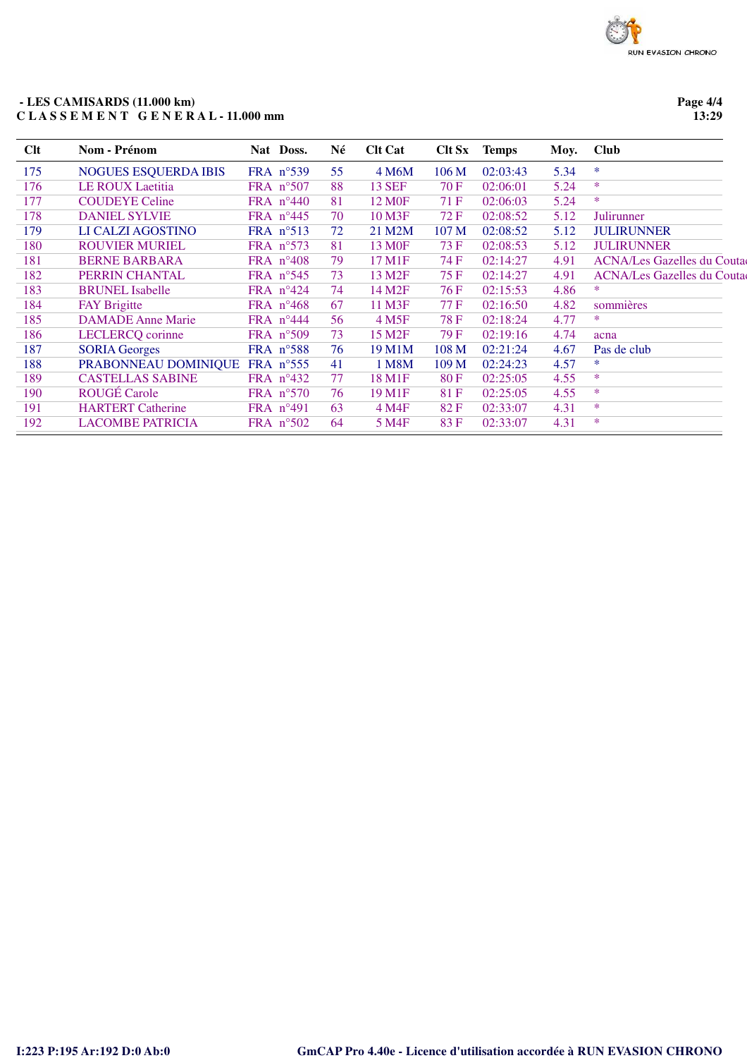- LES CAMISARDS (11.000 km)
C L A S S E M E N T   G E N E R A L - 11.000 mm

| Clt | Nom - Prénom | Nat | Doss. | Né | Clt Cat | Clt Sx | Temps | Moy. | Club |
|---|---|---|---|---|---|---|---|---|---|
| 175 | NOGUES ESQUERDA IBIS | FRA | n°539 | 55 | 4 M6M | 106 M | 02:03:43 | 5.34 | * |
| 176 | LE ROUX Laetitia | FRA | n°507 | 88 | 13 SEF | 70 F | 02:06:01 | 5.24 | * |
| 177 | COUDEYE Celine | FRA | n°440 | 81 | 12 M0F | 71 F | 02:06:03 | 5.24 | * |
| 178 | DANIEL SYLVIE | FRA | n°445 | 70 | 10 M3F | 72 F | 02:08:52 | 5.12 | Julirunner |
| 179 | LI CALZI AGOSTINO | FRA | n°513 | 72 | 21 M2M | 107 M | 02:08:52 | 5.12 | JULIRUNNER |
| 180 | ROUVIER MURIEL | FRA | n°573 | 81 | 13 M0F | 73 F | 02:08:53 | 5.12 | JULIRUNNER |
| 181 | BERNE BARBARA | FRA | n°408 | 79 | 17 M1F | 74 F | 02:14:27 | 4.91 | ACNA/Les Gazelles du Couta |
| 182 | PERRIN CHANTAL | FRA | n°545 | 73 | 13 M2F | 75 F | 02:14:27 | 4.91 | ACNA/Les Gazelles du Couta |
| 183 | BRUNEL Isabelle | FRA | n°424 | 74 | 14 M2F | 76 F | 02:15:53 | 4.86 | * |
| 184 | FAY Brigitte | FRA | n°468 | 67 | 11 M3F | 77 F | 02:16:50 | 4.82 | sommières |
| 185 | DAMADE Anne Marie | FRA | n°444 | 56 | 4 M5F | 78 F | 02:18:24 | 4.77 | * |
| 186 | LECLERCQ corinne | FRA | n°509 | 73 | 15 M2F | 79 F | 02:19:16 | 4.74 | acna |
| 187 | SORIA Georges | FRA | n°588 | 76 | 19 M1M | 108 M | 02:21:24 | 4.67 | Pas de club |
| 188 | PRABONNEAU DOMINIQUE | FRA | n°555 | 41 | 1 M8M | 109 M | 02:24:23 | 4.57 | * |
| 189 | CASTELLAS SABINE | FRA | n°432 | 77 | 18 M1F | 80 F | 02:25:05 | 4.55 | * |
| 190 | ROUGÉ Carole | FRA | n°570 | 76 | 19 M1F | 81 F | 02:25:05 | 4.55 | * |
| 191 | HARTERT Catherine | FRA | n°491 | 63 | 4 M4F | 82 F | 02:33:07 | 4.31 | * |
| 192 | LACOMBE PATRICIA | FRA | n°502 | 64 | 5 M4F | 83 F | 02:33:07 | 4.31 | * |

I:223 P:195 Ar:192 D:0 Ab:0

GmCAP Pro 4.40e - Licence d'utilisation accordée à RUN EVASION CHRONO